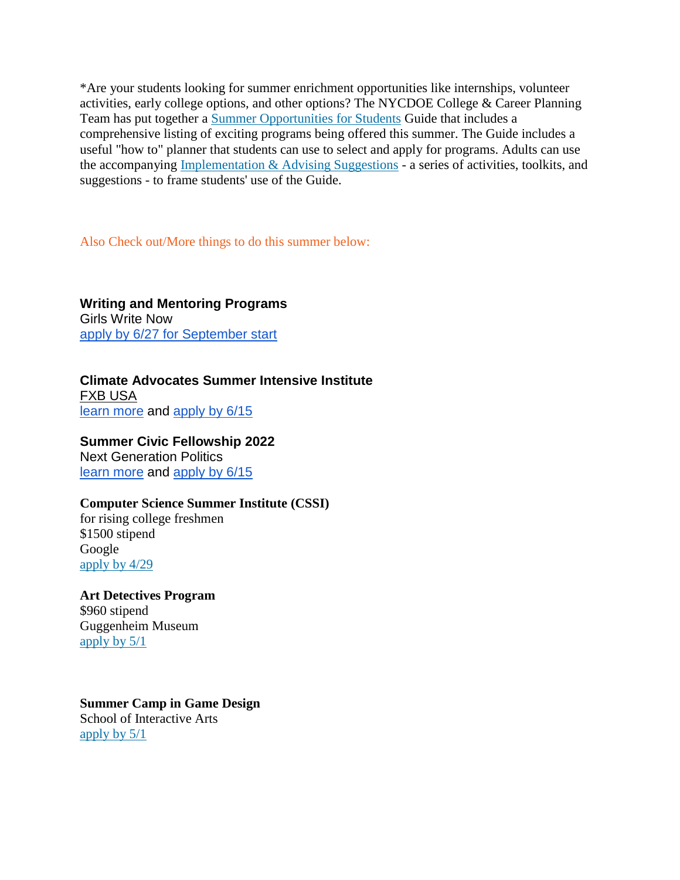*Are your students looking for summer enrichment opportunities like internships, volunteer activities, early college options, and other options? The NYCDOE College & Career Planning Team has put together a Summer Opportunities for Students Guide that includes a comprehensive listing of exciting programs being offered this summer. The Guide includes a useful "how to" planner that students can use to select and apply for programs. Adults can use the accompanying Implementation & Advising Suggestions - a series of activities, toolkits, and suggestions - to frame students' use of the Guide.

Also Check out/More things to do this summer below:

**Writing and Mentoring Programs**
Girls Write Now
apply by 6/27 for September start

**Climate Advocates Summer Intensive Institute**
FXB USA
learn more and apply by 6/15

**Summer Civic Fellowship 2022**
Next Generation Politics
learn more and apply by 6/15

**Computer Science Summer Institute (CSSI)**
for rising college freshmen
$1500 stipend
Google
apply by 4/29

**Art Detectives Program**
$960 stipend
Guggenheim Museum
apply by 5/1

**Summer Camp in Game Design**
School of Interactive Arts
apply by 5/1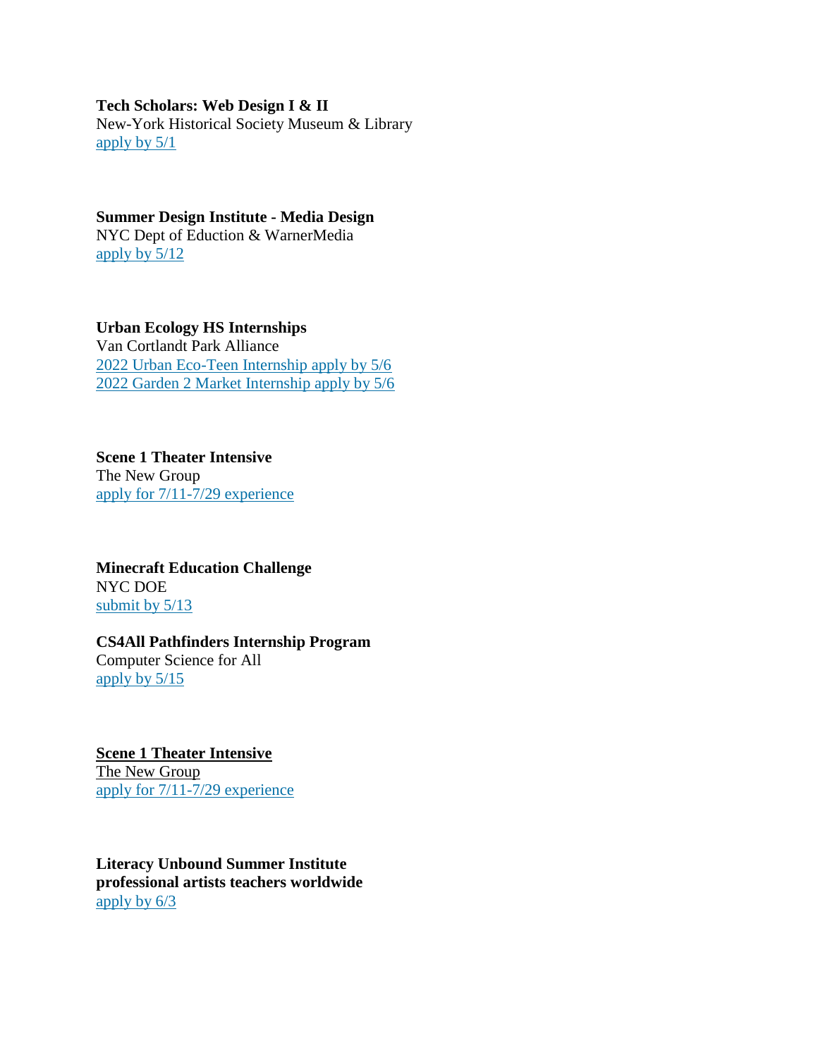**Tech Scholars: Web Design I & II**
New-York Historical Society Museum & Library
apply by 5/1

**Summer Design Institute - Media Design**
NYC Dept of Eduction & WarnerMedia
apply by 5/12

**Urban Ecology HS Internships**
Van Cortlandt Park Alliance
2022 Urban Eco-Teen Internship apply by 5/6
2022 Garden 2 Market Internship apply by 5/6

**Scene 1 Theater Intensive**
The New Group
apply for 7/11-7/29 experience

**Minecraft Education Challenge**
NYC DOE
submit by 5/13

**CS4All Pathfinders Internship Program**
Computer Science for All
apply by 5/15

**Scene 1 Theater Intensive**
The New Group
apply for 7/11-7/29 experience

**Literacy Unbound Summer Institute**
**professional artists teachers worldwide**
apply by 6/3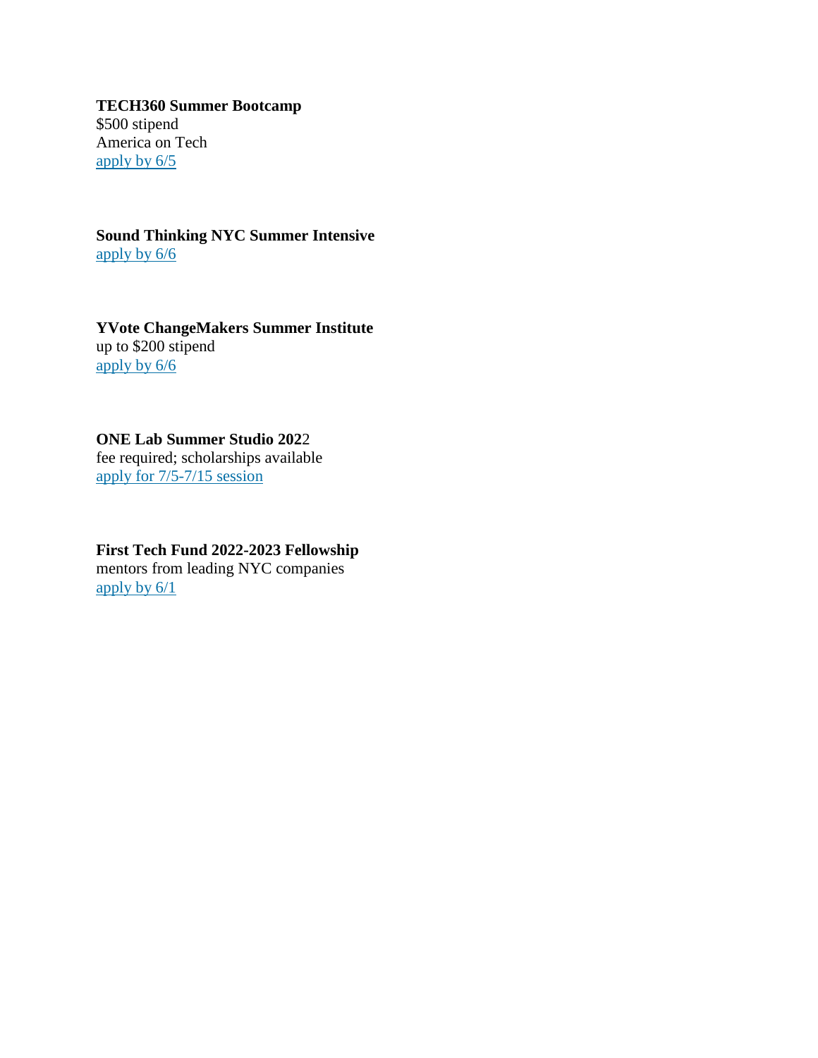**TECH360 Summer Bootcamp**
$500 stipend
America on Tech
apply by 6/5

**Sound Thinking NYC Summer Intensive**
apply by 6/6

**YVote ChangeMakers Summer Institute**
up to $200 stipend
apply by 6/6

**ONE Lab Summer Studio 202**2
fee required; scholarships available
apply for 7/5-7/15 session

**First Tech Fund 2022-2023 Fellowship**
mentors from leading NYC companies
apply by 6/1